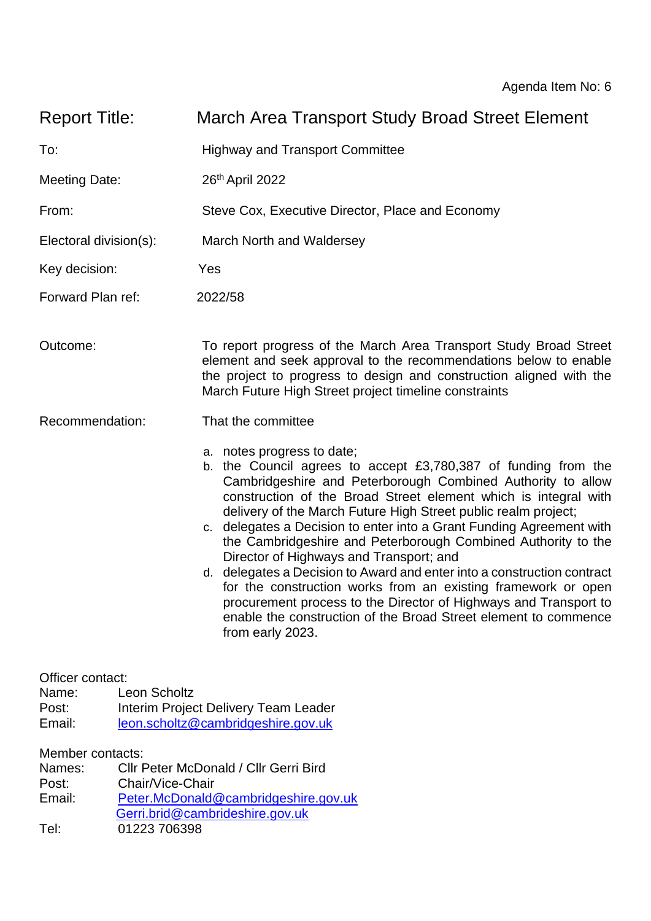Agenda Item No: 6

| | |
|---|---|
| Report Title: | March Area Transport Study Broad Street Element |
| To: | Highway and Transport Committee |
| Meeting Date: | 26th April 2022 |
| From: | Steve Cox, Executive Director, Place and Economy |
| Electoral division(s): | March North and Waldersey |
| Key decision: | Yes |
| Forward Plan ref: | 2022/58 |

Outcome: To report progress of the March Area Transport Study Broad Street element and seek approval to the recommendations below to enable the project to progress to design and construction aligned with the March Future High Street project timeline constraints

Recommendation: That the committee

a. notes progress to date;
b. the Council agrees to accept £3,780,387 of funding from the Cambridgeshire and Peterborough Combined Authority to allow construction of the Broad Street element which is integral with delivery of the March Future High Street public realm project;
c. delegates a Decision to enter into a Grant Funding Agreement with the Cambridgeshire and Peterborough Combined Authority to the Director of Highways and Transport; and
d. delegates a Decision to Award and enter into a construction contract for the construction works from an existing framework or open procurement process to the Director of Highways and Transport to enable the construction of the Broad Street element to commence from early 2023.

Officer contact:
Name: Leon Scholtz
Post: Interim Project Delivery Team Leader
Email: leon.scholtz@cambridgeshire.gov.uk

Member contacts:
Names: Cllr Peter McDonald / Cllr Gerri Bird
Post: Chair/Vice-Chair
Email: Peter.McDonald@cambridgeshire.gov.uk
Gerri.brid@cambrideshire.gov.uk
Tel: 01223 706398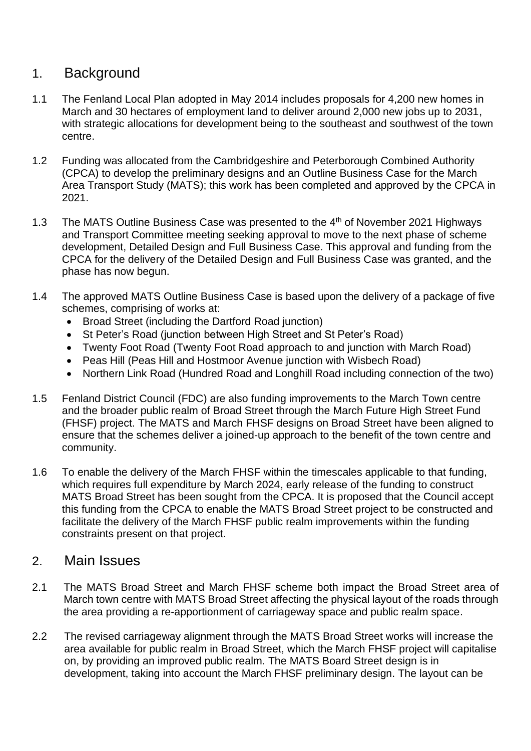## 1. Background

1.1 The Fenland Local Plan adopted in May 2014 includes proposals for 4,200 new homes in March and 30 hectares of employment land to deliver around 2,000 new jobs up to 2031, with strategic allocations for development being to the southeast and southwest of the town centre.

1.2 Funding was allocated from the Cambridgeshire and Peterborough Combined Authority (CPCA) to develop the preliminary designs and an Outline Business Case for the March Area Transport Study (MATS); this work has been completed and approved by the CPCA in 2021.

1.3 The MATS Outline Business Case was presented to the 4th of November 2021 Highways and Transport Committee meeting seeking approval to move to the next phase of scheme development, Detailed Design and Full Business Case. This approval and funding from the CPCA for the delivery of the Detailed Design and Full Business Case was granted, and the phase has now begun.

1.4 The approved MATS Outline Business Case is based upon the delivery of a package of five schemes, comprising of works at:

- Broad Street (including the Dartford Road junction)
- St Peter's Road (junction between High Street and St Peter's Road)
- Twenty Foot Road (Twenty Foot Road approach to and junction with March Road)
- Peas Hill (Peas Hill and Hostmoor Avenue junction with Wisbech Road)
- Northern Link Road (Hundred Road and Longhill Road including connection of the two)

1.5 Fenland District Council (FDC) are also funding improvements to the March Town centre and the broader public realm of Broad Street through the March Future High Street Fund (FHSF) project. The MATS and March FHSF designs on Broad Street have been aligned to ensure that the schemes deliver a joined-up approach to the benefit of the town centre and community.

1.6 To enable the delivery of the March FHSF within the timescales applicable to that funding, which requires full expenditure by March 2024, early release of the funding to construct MATS Broad Street has been sought from the CPCA. It is proposed that the Council accept this funding from the CPCA to enable the MATS Broad Street project to be constructed and facilitate the delivery of the March FHSF public realm improvements within the funding constraints present on that project.

## 2. Main Issues

2.1 The MATS Broad Street and March FHSF scheme both impact the Broad Street area of March town centre with MATS Broad Street affecting the physical layout of the roads through the area providing a re-apportionment of carriageway space and public realm space.

2.2 The revised carriageway alignment through the MATS Broad Street works will increase the area available for public realm in Broad Street, which the March FHSF project will capitalise on, by providing an improved public realm. The MATS Board Street design is in development, taking into account the March FHSF preliminary design. The layout can be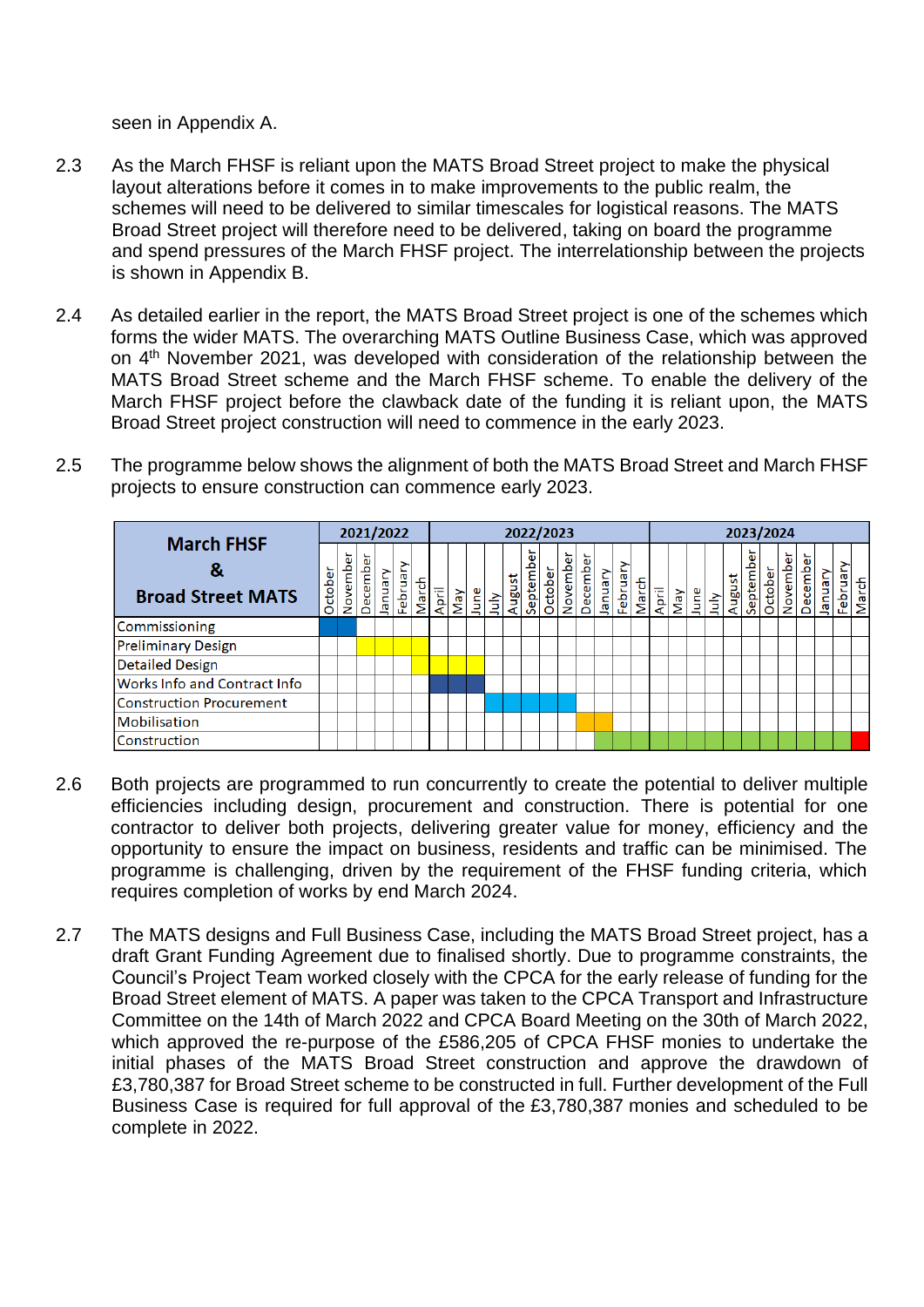seen in Appendix A.

2.3 As the March FHSF is reliant upon the MATS Broad Street project to make the physical layout alterations before it comes in to make improvements to the public realm, the schemes will need to be delivered to similar timescales for logistical reasons. The MATS Broad Street project will therefore need to be delivered, taking on board the programme and spend pressures of the March FHSF project. The interrelationship between the projects is shown in Appendix B.

2.4 As detailed earlier in the report, the MATS Broad Street project is one of the schemes which forms the wider MATS. The overarching MATS Outline Business Case, which was approved on 4th November 2021, was developed with consideration of the relationship between the MATS Broad Street scheme and the March FHSF scheme. To enable the delivery of the March FHSF project before the clawback date of the funding it is reliant upon, the MATS Broad Street project construction will need to commence in the early 2023.

2.5 The programme below shows the alignment of both the MATS Broad Street and March FHSF projects to ensure construction can commence early 2023.

| March FHSF & Broad Street MATS | 2021/2022 | | | | | | 2022/2023 | | | | | | | | | | | | 2023/2024 | | | | | | | | | | | |
|---|---|---|---|---|---|---|---|---|---|---|---|---|---|---|---|---|---|---|---|---|---|---|---|---|---|---|---|---|---|---|
| | October | November | December | January | February | March | April | May | June | July | August | September | October | November | December | January | February | March | April | May | June | July | August | September | October | November | December | January | February | March |
| Commissioning | ■ | ■ | | | | | | | | | | | | | | | | | | | | | | | | | | | | |
| Preliminary Design | | | ■ | ■ | ■ | ■ | | | | | | | | | | | | | | | | | | | | | | | | |
| Detailed Design | | | | | | ■ | ■ | ■ | ■ | | | | | | | | | | | | | | | | | | | | | |
| Works Info and Contract Info | | | | | | | ■ | ■ | ■ | | | | | | | | | | | | | | | | | | | | | |
| Construction Procurement | | | | | | | | | | ■ | ■ | ■ | ■ | ■ | | | | | | | | | | | | | | | | |
| Mobilisation | | | | | | | | | | | | | | | ■ | ■ | | | | | | | | | | | | | | |
| Construction | | | | | | | | | | | | | | | | ■ | ■ | ■ | ■ | ■ | ■ | ■ | ■ | ■ | ■ | ■ | ■ | ■ | ■ | ■ (red) |

2.6 Both projects are programmed to run concurrently to create the potential to deliver multiple efficiencies including design, procurement and construction. There is potential for one contractor to deliver both projects, delivering greater value for money, efficiency and the opportunity to ensure the impact on business, residents and traffic can be minimised. The programme is challenging, driven by the requirement of the FHSF funding criteria, which requires completion of works by end March 2024.

2.7 The MATS designs and Full Business Case, including the MATS Broad Street project, has a draft Grant Funding Agreement due to finalised shortly. Due to programme constraints, the Council's Project Team worked closely with the CPCA for the early release of funding for the Broad Street element of MATS. A paper was taken to the CPCA Transport and Infrastructure Committee on the 14th of March 2022 and CPCA Board Meeting on the 30th of March 2022, which approved the re-purpose of the £586,205 of CPCA FHSF monies to undertake the initial phases of the MATS Broad Street construction and approve the drawdown of £3,780,387 for Broad Street scheme to be constructed in full. Further development of the Full Business Case is required for full approval of the £3,780,387 monies and scheduled to be complete in 2022.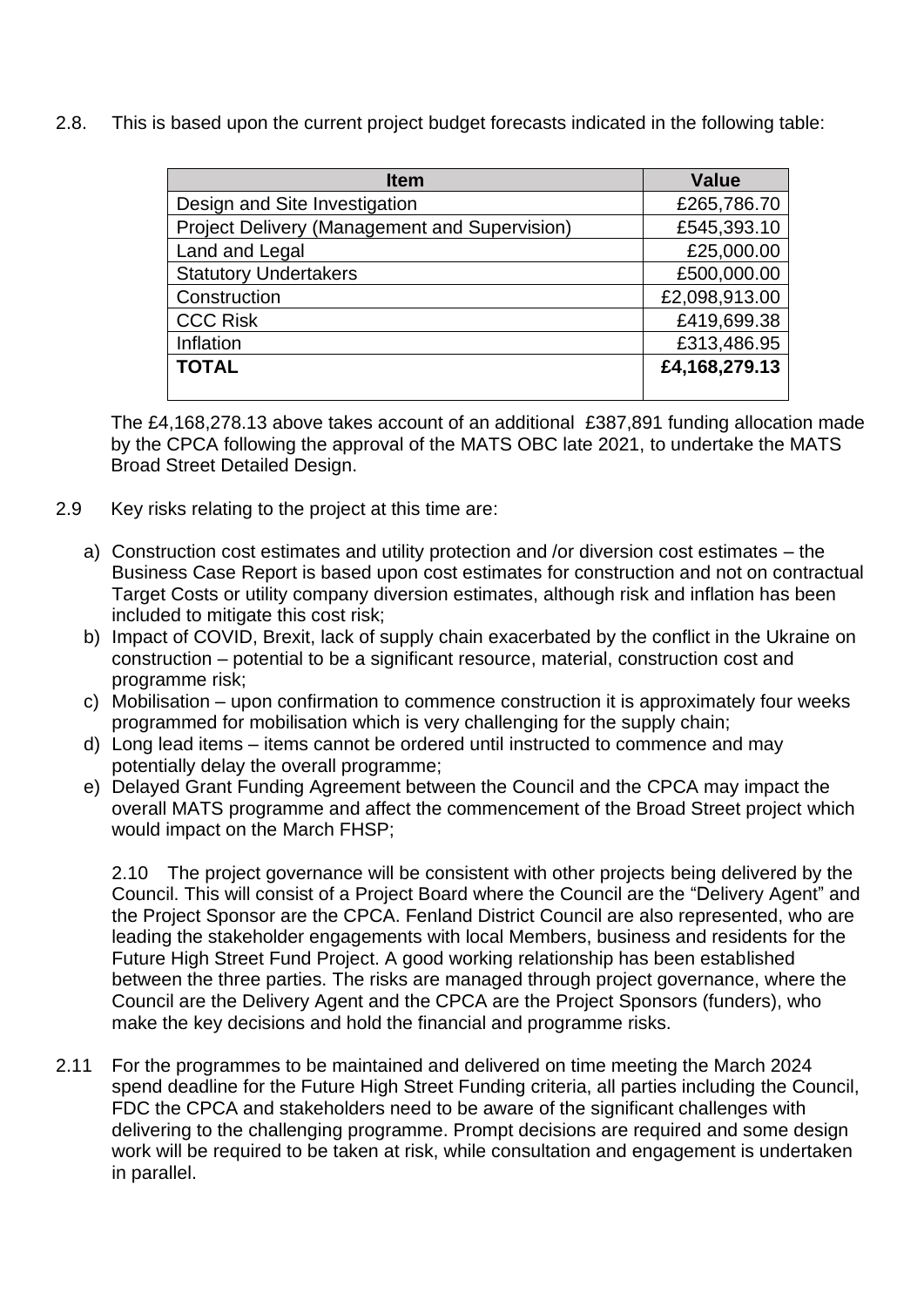2.8. This is based upon the current project budget forecasts indicated in the following table:

| Item | Value |
|---|---:|
| Design and Site Investigation | £265,786.70 |
| Project Delivery (Management and Supervision) | £545,393.10 |
| Land and Legal | £25,000.00 |
| Statutory Undertakers | £500,000.00 |
| Construction | £2,098,913.00 |
| CCC Risk | £419,699.38 |
| Inflation | £313,486.95 |
| **TOTAL** | **£4,168,279.13** |

The £4,168,278.13 above takes account of an additional £387,891 funding allocation made by the CPCA following the approval of the MATS OBC late 2021, to undertake the MATS Broad Street Detailed Design.

2.9 Key risks relating to the project at this time are:

a) Construction cost estimates and utility protection and /or diversion cost estimates – the Business Case Report is based upon cost estimates for construction and not on contractual Target Costs or utility company diversion estimates, although risk and inflation has been included to mitigate this cost risk;
b) Impact of COVID, Brexit, lack of supply chain exacerbated by the conflict in the Ukraine on construction – potential to be a significant resource, material, construction cost and programme risk;
c) Mobilisation – upon confirmation to commence construction it is approximately four weeks programmed for mobilisation which is very challenging for the supply chain;
d) Long lead items – items cannot be ordered until instructed to commence and may potentially delay the overall programme;
e) Delayed Grant Funding Agreement between the Council and the CPCA may impact the overall MATS programme and affect the commencement of the Broad Street project which would impact on the March FHSP;

2.10 The project governance will be consistent with other projects being delivered by the Council. This will consist of a Project Board where the Council are the "Delivery Agent" and the Project Sponsor are the CPCA. Fenland District Council are also represented, who are leading the stakeholder engagements with local Members, business and residents for the Future High Street Fund Project. A good working relationship has been established between the three parties. The risks are managed through project governance, where the Council are the Delivery Agent and the CPCA are the Project Sponsors (funders), who make the key decisions and hold the financial and programme risks.

2.11 For the programmes to be maintained and delivered on time meeting the March 2024 spend deadline for the Future High Street Funding criteria, all parties including the Council, FDC the CPCA and stakeholders need to be aware of the significant challenges with delivering to the challenging programme. Prompt decisions are required and some design work will be required to be taken at risk, while consultation and engagement is undertaken in parallel.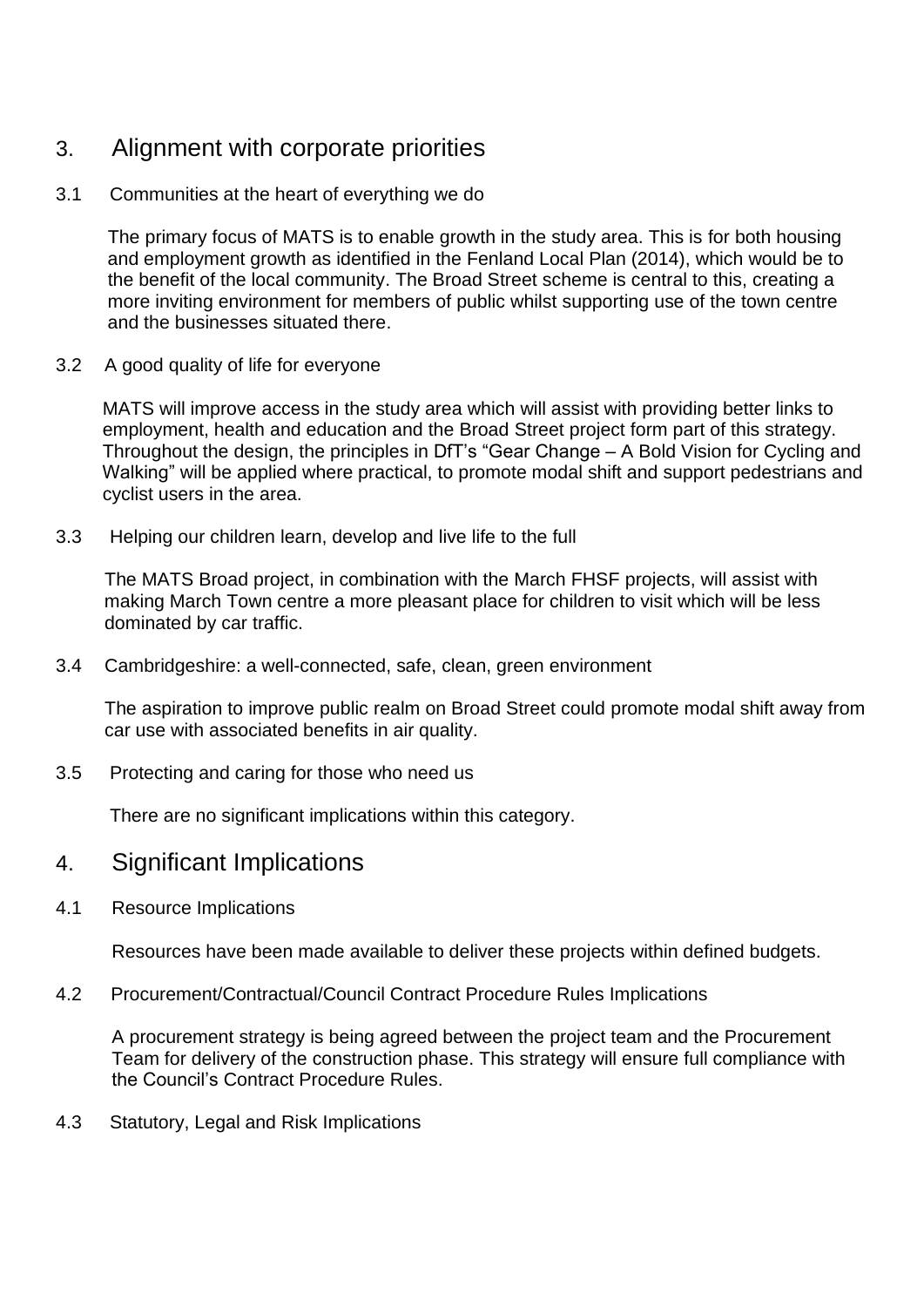## 3. Alignment with corporate priorities

### 3.1 Communities at the heart of everything we do

The primary focus of MATS is to enable growth in the study area. This is for both housing and employment growth as identified in the Fenland Local Plan (2014), which would be to the benefit of the local community. The Broad Street scheme is central to this, creating a more inviting environment for members of public whilst supporting use of the town centre and the businesses situated there.

### 3.2 A good quality of life for everyone

MATS will improve access in the study area which will assist with providing better links to employment, health and education and the Broad Street project form part of this strategy. Throughout the design, the principles in DfT's "Gear Change – A Bold Vision for Cycling and Walking" will be applied where practical, to promote modal shift and support pedestrians and cyclist users in the area.

### 3.3 Helping our children learn, develop and live life to the full

The MATS Broad project, in combination with the March FHSF projects, will assist with making March Town centre a more pleasant place for children to visit which will be less dominated by car traffic.

### 3.4 Cambridgeshire: a well-connected, safe, clean, green environment

The aspiration to improve public realm on Broad Street could promote modal shift away from car use with associated benefits in air quality.

### 3.5 Protecting and caring for those who need us

There are no significant implications within this category.

## 4. Significant Implications

### 4.1 Resource Implications

Resources have been made available to deliver these projects within defined budgets.

### 4.2 Procurement/Contractual/Council Contract Procedure Rules Implications

A procurement strategy is being agreed between the project team and the Procurement Team for delivery of the construction phase. This strategy will ensure full compliance with the Council's Contract Procedure Rules.

### 4.3 Statutory, Legal and Risk Implications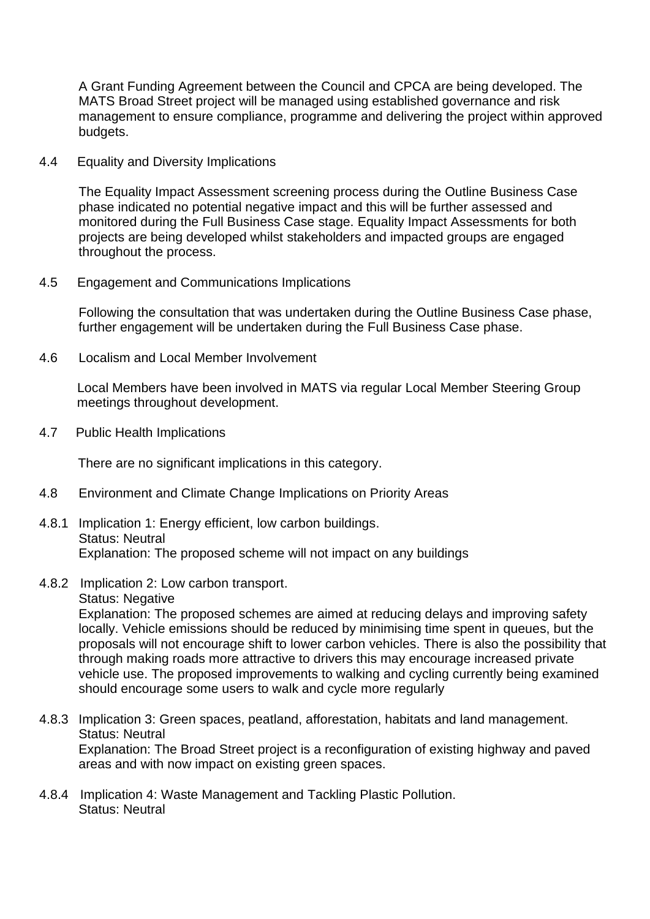A Grant Funding Agreement between the Council and CPCA are being developed. The MATS Broad Street project will be managed using established governance and risk management to ensure compliance, programme and delivering the project within approved budgets.

4.4 Equality and Diversity Implications

The Equality Impact Assessment screening process during the Outline Business Case phase indicated no potential negative impact and this will be further assessed and monitored during the Full Business Case stage. Equality Impact Assessments for both projects are being developed whilst stakeholders and impacted groups are engaged throughout the process.

4.5 Engagement and Communications Implications

Following the consultation that was undertaken during the Outline Business Case phase, further engagement will be undertaken during the Full Business Case phase.

4.6 Localism and Local Member Involvement

Local Members have been involved in MATS via regular Local Member Steering Group meetings throughout development.

4.7 Public Health Implications

There are no significant implications in this category.

4.8 Environment and Climate Change Implications on Priority Areas

4.8.1 Implication 1: Energy efficient, low carbon buildings.
Status: Neutral
Explanation: The proposed scheme will not impact on any buildings

4.8.2 Implication 2: Low carbon transport.
Status: Negative
Explanation: The proposed schemes are aimed at reducing delays and improving safety locally. Vehicle emissions should be reduced by minimising time spent in queues, but the proposals will not encourage shift to lower carbon vehicles. There is also the possibility that through making roads more attractive to drivers this may encourage increased private vehicle use. The proposed improvements to walking and cycling currently being examined should encourage some users to walk and cycle more regularly

4.8.3 Implication 3: Green spaces, peatland, afforestation, habitats and land management.
Status: Neutral
Explanation: The Broad Street project is a reconfiguration of existing highway and paved areas and with now impact on existing green spaces.

4.8.4 Implication 4: Waste Management and Tackling Plastic Pollution.
Status: Neutral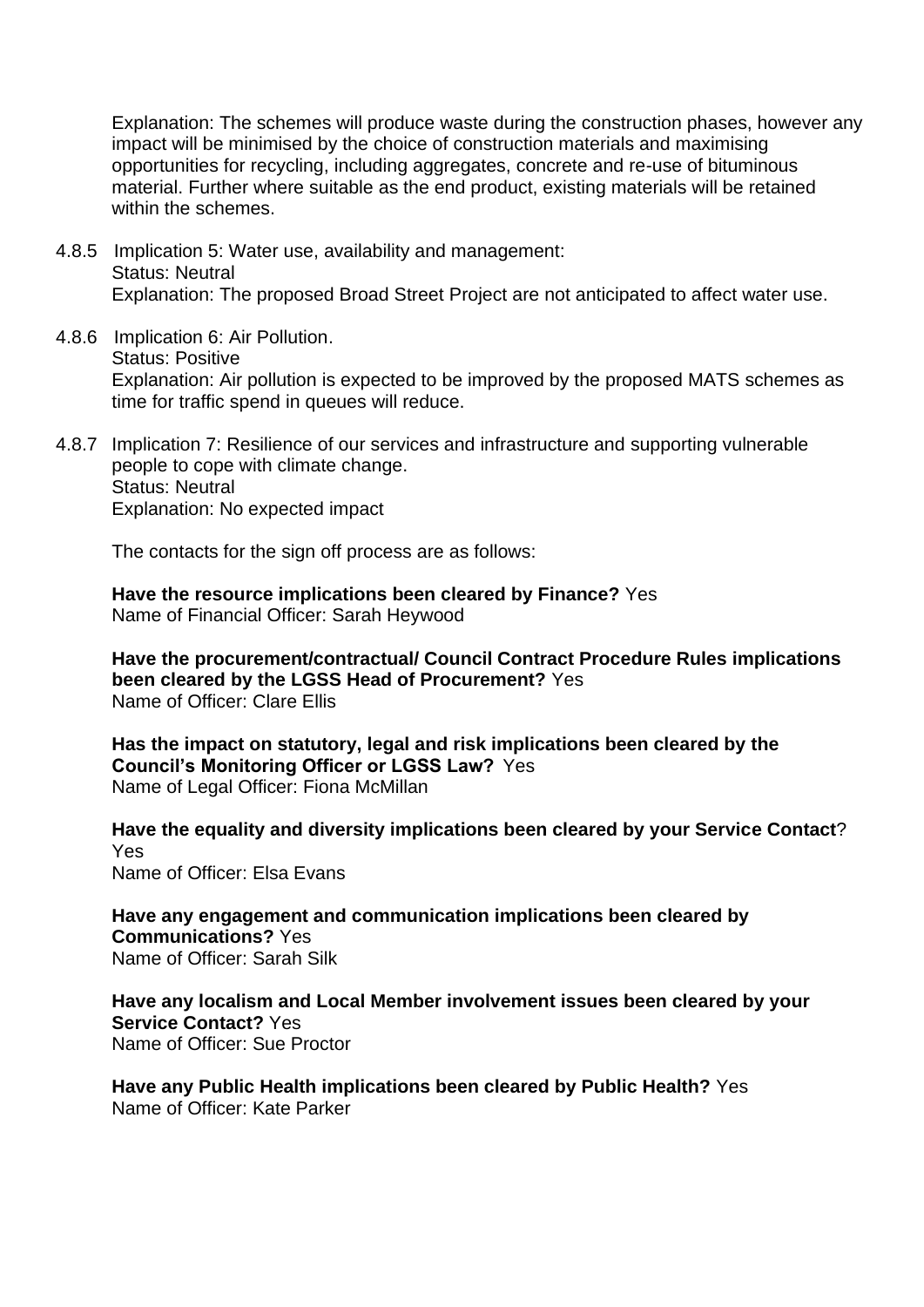Explanation: The schemes will produce waste during the construction phases, however any impact will be minimised by the choice of construction materials and maximising opportunities for recycling, including aggregates, concrete and re-use of bituminous material. Further where suitable as the end product, existing materials will be retained within the schemes.

4.8.5 Implication 5: Water use, availability and management:
Status: Neutral
Explanation: The proposed Broad Street Project are not anticipated to affect water use.

4.8.6 Implication 6: Air Pollution.
Status: Positive
Explanation: Air pollution is expected to be improved by the proposed MATS schemes as time for traffic spend in queues will reduce.

4.8.7 Implication 7: Resilience of our services and infrastructure and supporting vulnerable people to cope with climate change.
Status: Neutral
Explanation: No expected impact

The contacts for the sign off process are as follows:

**Have the resource implications been cleared by Finance?** Yes
Name of Financial Officer: Sarah Heywood

**Have the procurement/contractual/ Council Contract Procedure Rules implications been cleared by the LGSS Head of Procurement?** Yes
Name of Officer: Clare Ellis

**Has the impact on statutory, legal and risk implications been cleared by the Council's Monitoring Officer or LGSS Law?** Yes
Name of Legal Officer: Fiona McMillan

**Have the equality and diversity implications been cleared by your Service Contact**? Yes
Name of Officer: Elsa Evans

**Have any engagement and communication implications been cleared by Communications?** Yes
Name of Officer: Sarah Silk

**Have any localism and Local Member involvement issues been cleared by your Service Contact?** Yes
Name of Officer: Sue Proctor

**Have any Public Health implications been cleared by Public Health?** Yes
Name of Officer: Kate Parker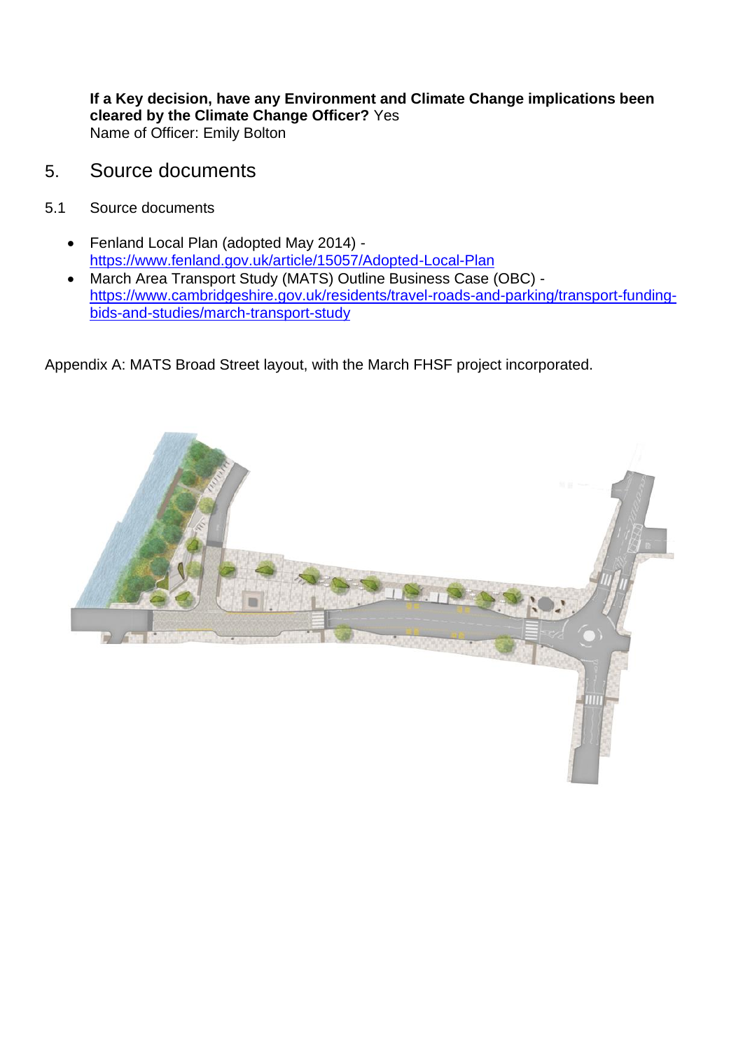**If a Key decision, have any Environment and Climate Change implications been cleared by the Climate Change Officer?** Yes
Name of Officer: Emily Bolton

## 5. Source documents

5.1 Source documents

- Fenland Local Plan (adopted May 2014) - https://www.fenland.gov.uk/article/15057/Adopted-Local-Plan
- March Area Transport Study (MATS) Outline Business Case (OBC) - https://www.cambridgeshire.gov.uk/residents/travel-roads-and-parking/transport-funding-bids-and-studies/march-transport-study

Appendix A: MATS Broad Street layout, with the March FHSF project incorporated.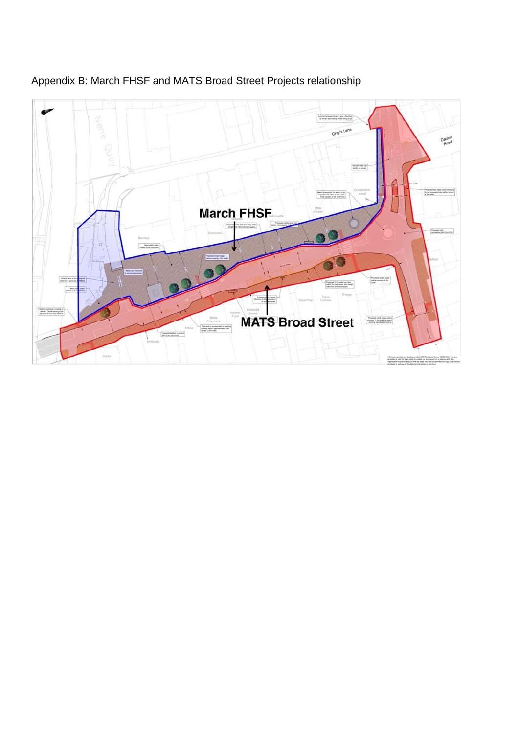Appendix B: March FHSF and MATS Broad Street Projects relationship

March FHSF

MATS Broad Street